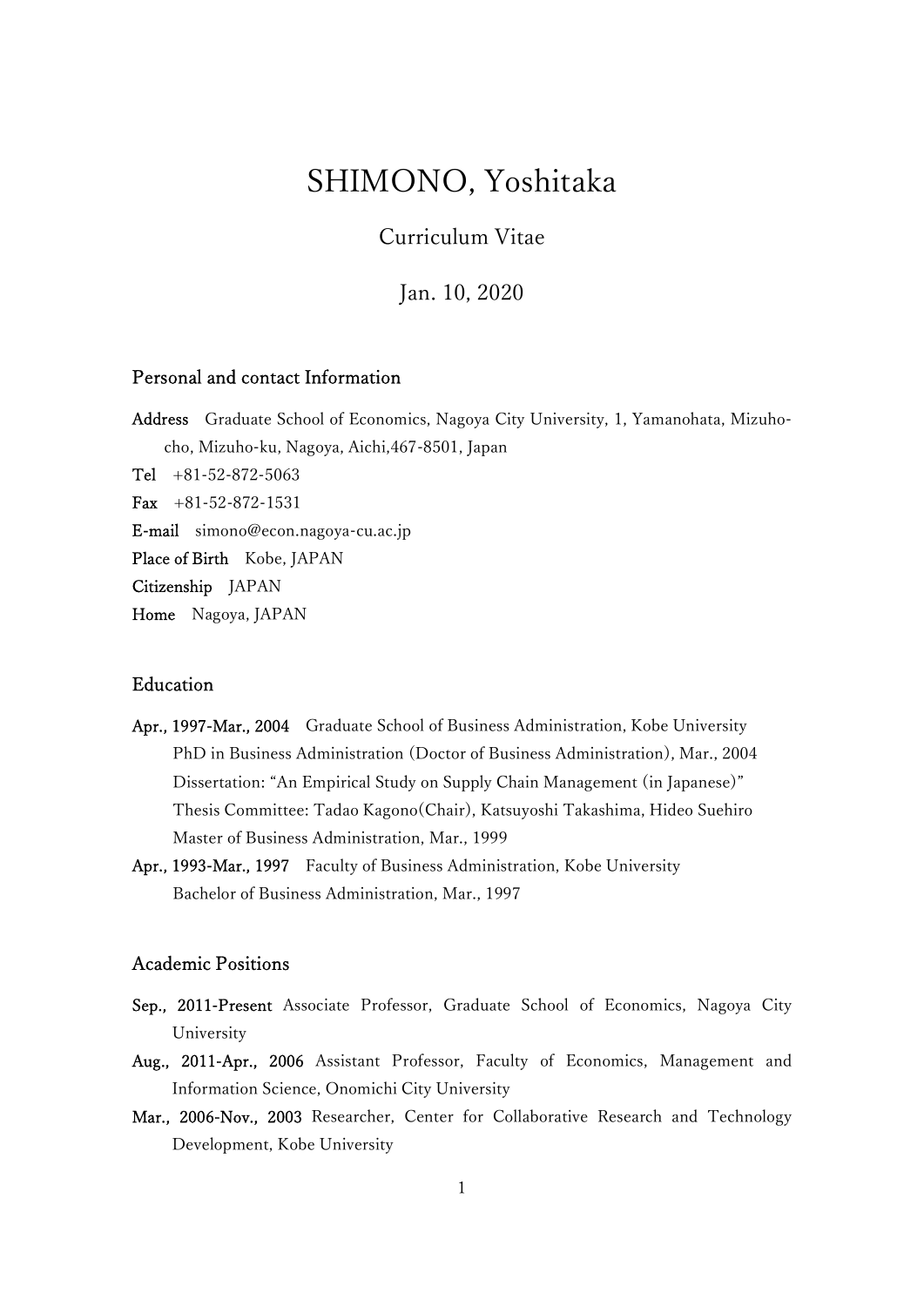# SHIMONO, Yoshitaka

Curriculum Vitae

Jan. 10, 2020

## Personal and contact Information

**Address** Graduate School of Economics, Nagoya City University, 1, Yamanohata, Mizuho-cho, Mizuho-ku, Nagoya, Aichi,467-8501, Japan

**Tel** +81-52-872-5063

**Fax** +81-52-872-1531

**E-mail** simono@econ.nagoya-cu.ac.jp

**Place of Birth** Kobe, JAPAN

**Citizenship** JAPAN

**Home** Nagoya, JAPAN

## Education

**Apr., 1997-Mar., 2004** Graduate School of Business Administration, Kobe University

PhD in Business Administration (Doctor of Business Administration), Mar., 2004

Dissertation: "An Empirical Study on Supply Chain Management (in Japanese)"

Thesis Committee: Tadao Kagono(Chair), Katsuyoshi Takashima, Hideo Suehiro

Master of Business Administration, Mar., 1999

**Apr., 1993-Mar., 1997** Faculty of Business Administration, Kobe University

Bachelor of Business Administration, Mar., 1997

## Academic Positions

**Sep., 2011-Present** Associate Professor, Graduate School of Economics, Nagoya City University

**Aug., 2011-Apr., 2006** Assistant Professor, Faculty of Economics, Management and Information Science, Onomichi City University

**Mar., 2006-Nov., 2003** Researcher, Center for Collaborative Research and Technology Development, Kobe University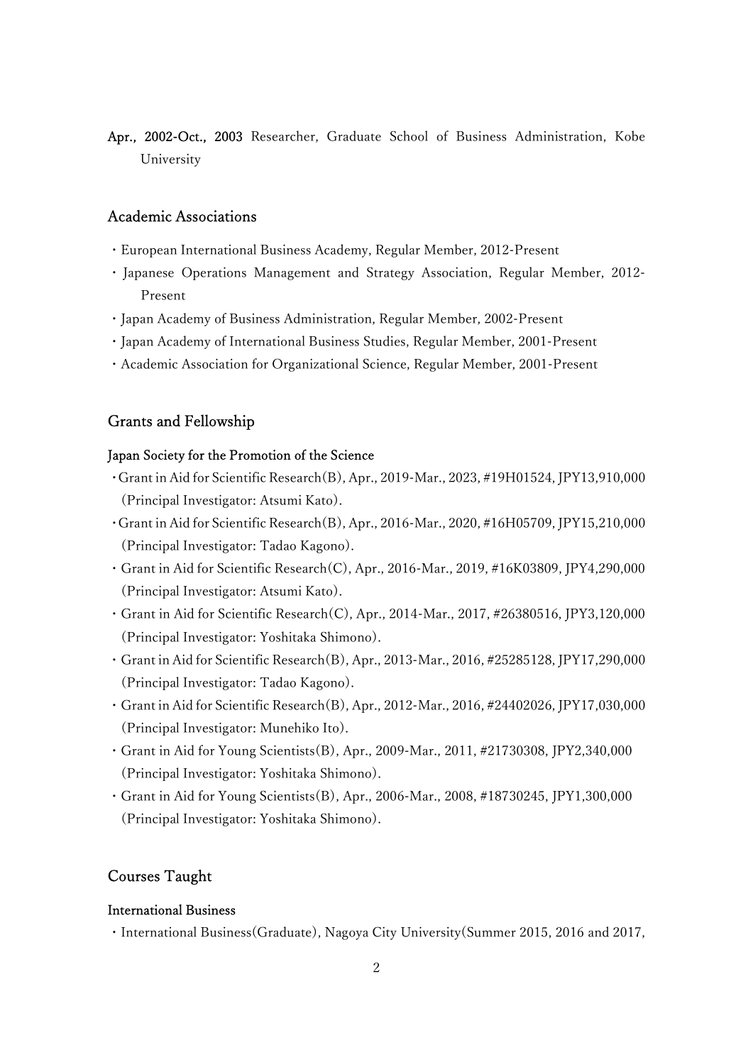**Apr., 2002-Oct., 2003** Researcher, Graduate School of Business Administration, Kobe University

## Academic Associations

- European International Business Academy, Regular Member, 2012-Present
- Japanese Operations Management and Strategy Association, Regular Member, 2012-Present
- Japan Academy of Business Administration, Regular Member, 2002-Present
- Japan Academy of International Business Studies, Regular Member, 2001-Present
- Academic Association for Organizational Science, Regular Member, 2001-Present

## Grants and Fellowship

### Japan Society for the Promotion of the Science

- Grant in Aid for Scientific Research(B), Apr., 2019-Mar., 2023, #19H01524, JPY13,910,000 (Principal Investigator: Atsumi Kato).
- Grant in Aid for Scientific Research(B), Apr., 2016-Mar., 2020, #16H05709, JPY15,210,000 (Principal Investigator: Tadao Kagono).
- Grant in Aid for Scientific Research(C), Apr., 2016-Mar., 2019, #16K03809, JPY4,290,000 (Principal Investigator: Atsumi Kato).
- Grant in Aid for Scientific Research(C), Apr., 2014-Mar., 2017, #26380516, JPY3,120,000 (Principal Investigator: Yoshitaka Shimono).
- Grant in Aid for Scientific Research(B), Apr., 2013-Mar., 2016, #25285128, JPY17,290,000 (Principal Investigator: Tadao Kagono).
- Grant in Aid for Scientific Research(B), Apr., 2012-Mar., 2016, #24402026, JPY17,030,000 (Principal Investigator: Munehiko Ito).
- Grant in Aid for Young Scientists(B), Apr., 2009-Mar., 2011, #21730308, JPY2,340,000 (Principal Investigator: Yoshitaka Shimono).
- Grant in Aid for Young Scientists(B), Apr., 2006-Mar., 2008, #18730245, JPY1,300,000 (Principal Investigator: Yoshitaka Shimono).

## Courses Taught

### International Business

- International Business(Graduate), Nagoya City University(Summer 2015, 2016 and 2017,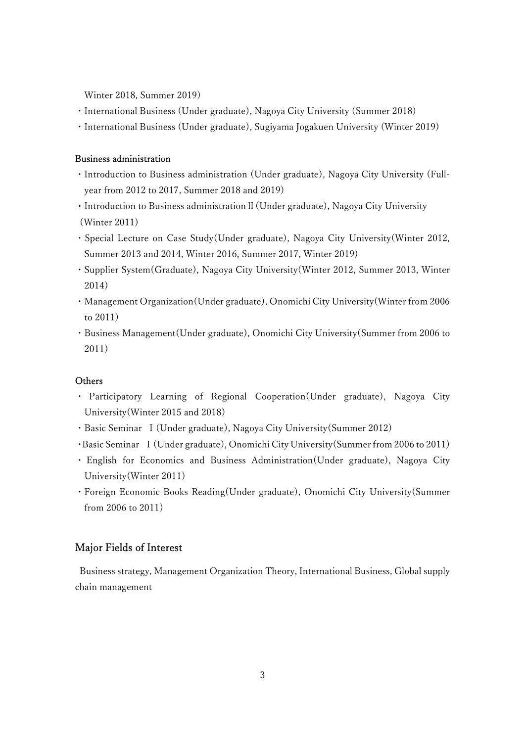Winter 2018, Summer 2019)

- International Business (Under graduate), Nagoya City University (Summer 2018)
- International Business (Under graduate), Sugiyama Jogakuen University (Winter 2019)

### Business administration

- Introduction to Business administration (Under graduate), Nagoya City University (Full-year from 2012 to 2017, Summer 2018 and 2019)
- Introduction to Business administration II (Under graduate), Nagoya City University (Winter 2011)
- Special Lecture on Case Study(Under graduate), Nagoya City University(Winter 2012, Summer 2013 and 2014, Winter 2016, Summer 2017, Winter 2019)
- Supplier System(Graduate), Nagoya City University(Winter 2012, Summer 2013, Winter 2014)
- Management Organization(Under graduate), Onomichi City University(Winter from 2006 to 2011)
- Business Management(Under graduate), Onomichi City University(Summer from 2006 to 2011)

### Others

- Participatory Learning of Regional Cooperation(Under graduate), Nagoya City University(Winter 2015 and 2018)
- Basic Seminar I (Under graduate), Nagoya City University(Summer 2012)
- Basic Seminar I (Under graduate), Onomichi City University(Summer from 2006 to 2011)
- English for Economics and Business Administration(Under graduate), Nagoya City University(Winter 2011)
- Foreign Economic Books Reading(Under graduate), Onomichi City University(Summer from 2006 to 2011)

## Major Fields of Interest

Business strategy, Management Organization Theory, International Business, Global supply chain management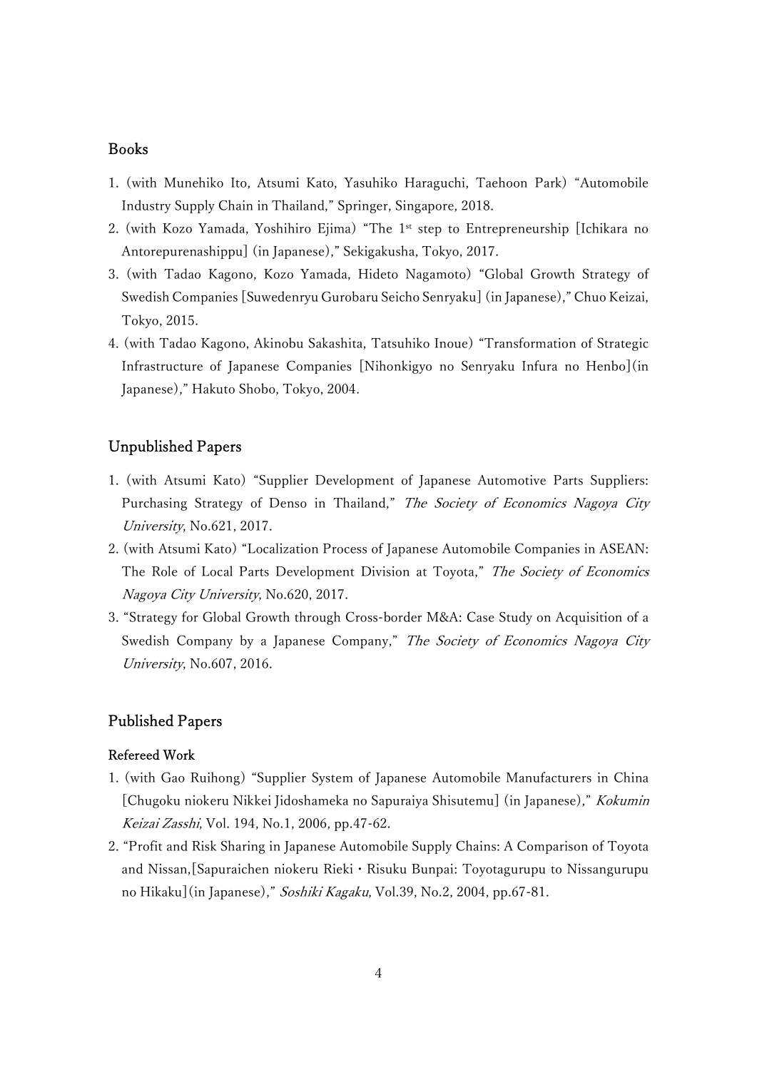## Books

1. (with Munehiko Ito, Atsumi Kato, Yasuhiko Haraguchi, Taehoon Park) "Automobile Industry Supply Chain in Thailand," Springer, Singapore, 2018.
2. (with Kozo Yamada, Yoshihiro Ejima) "The 1st step to Entrepreneurship [Ichikara no Antorepurenashippu] (in Japanese)," Sekigakusha, Tokyo, 2017.
3. (with Tadao Kagono, Kozo Yamada, Hideto Nagamoto) "Global Growth Strategy of Swedish Companies [Suwedenryu Gurobaru Seicho Senryaku] (in Japanese)," Chuo Keizai, Tokyo, 2015.
4. (with Tadao Kagono, Akinobu Sakashita, Tatsuhiko Inoue) "Transformation of Strategic Infrastructure of Japanese Companies [Nihonkigyo no Senryaku Infura no Henbo](in Japanese)," Hakuto Shobo, Tokyo, 2004.

## Unpublished Papers

1. (with Atsumi Kato) "Supplier Development of Japanese Automotive Parts Suppliers: Purchasing Strategy of Denso in Thailand," *The Society of Economics Nagoya City University*, No.621, 2017.
2. (with Atsumi Kato) "Localization Process of Japanese Automobile Companies in ASEAN: The Role of Local Parts Development Division at Toyota," *The Society of Economics Nagoya City University*, No.620, 2017.
3. "Strategy for Global Growth through Cross-border M&A: Case Study on Acquisition of a Swedish Company by a Japanese Company," *The Society of Economics Nagoya City University*, No.607, 2016.

## Published Papers

### Refereed Work

1. (with Gao Ruihong) "Supplier System of Japanese Automobile Manufacturers in China [Chugoku niokeru Nikkei Jidoshameka no Sapuraiya Shisutemu] (in Japanese)," *Kokumin Keizai Zasshi*, Vol. 194, No.1, 2006, pp.47-62.
2. "Profit and Risk Sharing in Japanese Automobile Supply Chains: A Comparison of Toyota and Nissan,[Sapuraichen niokeru Rieki・Risuku Bunpai: Toyotagurupu to Nissangurupu no Hikaku](in Japanese)," *Soshiki Kagaku*, Vol.39, No.2, 2004, pp.67-81.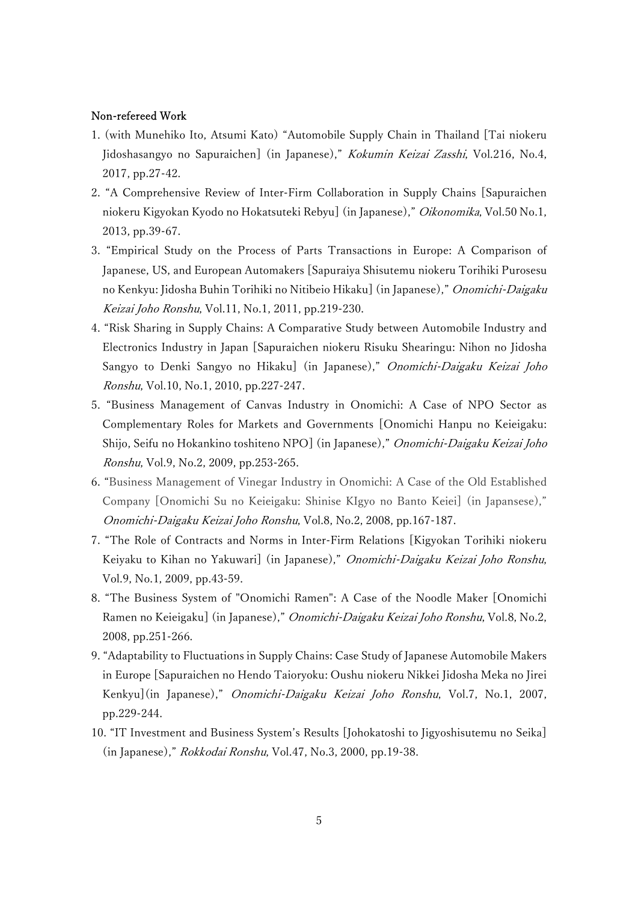Non-refereed Work

1. (with Munehiko Ito, Atsumi Kato) "Automobile Supply Chain in Thailand [Tai niokeru Jidoshasangyo no Sapuraichen] (in Japanese)," *Kokumin Keizai Zasshi*, Vol.216, No.4, 2017, pp.27-42.
2. "A Comprehensive Review of Inter-Firm Collaboration in Supply Chains [Sapuraichen niokeru Kigyokan Kyodo no Hokatsuteki Rebyu] (in Japanese)," *Oikonomika*, Vol.50 No.1, 2013, pp.39-67.
3. "Empirical Study on the Process of Parts Transactions in Europe: A Comparison of Japanese, US, and European Automakers [Sapuraiya Shisutemu niokeru Torihiki Purosesu no Kenkyu: Jidosha Buhin Torihiki no Nitibeio Hikaku] (in Japanese)," *Onomichi-Daigaku Keizai Joho Ronshu*, Vol.11, No.1, 2011, pp.219-230.
4. "Risk Sharing in Supply Chains: A Comparative Study between Automobile Industry and Electronics Industry in Japan [Sapuraichen niokeru Risuku Shearingu: Nihon no Jidosha Sangyo to Denki Sangyo no Hikaku] (in Japanese)," *Onomichi-Daigaku Keizai Joho Ronshu*, Vol.10, No.1, 2010, pp.227-247.
5. "Business Management of Canvas Industry in Onomichi: A Case of NPO Sector as Complementary Roles for Markets and Governments [Onomichi Hanpu no Keieigaku: Shijo, Seifu no Hokankino toshiteno NPO] (in Japanese)," *Onomichi-Daigaku Keizai Joho Ronshu*, Vol.9, No.2, 2009, pp.253-265.
6. "Business Management of Vinegar Industry in Onomichi: A Case of the Old Established Company [Onomichi Su no Keieigaku: Shinise KIgyo no Banto Keiei] (in Japansese)," *Onomichi-Daigaku Keizai Joho Ronshu*, Vol.8, No.2, 2008, pp.167-187.
7. "The Role of Contracts and Norms in Inter-Firm Relations [Kigyokan Torihiki niokeru Keiyaku to Kihan no Yakuwari] (in Japanese)," *Onomichi-Daigaku Keizai Joho Ronshu*, Vol.9, No.1, 2009, pp.43-59.
8. "The Business System of "Onomichi Ramen": A Case of the Noodle Maker [Onomichi Ramen no Keieigaku] (in Japanese)," *Onomichi-Daigaku Keizai Joho Ronshu*, Vol.8, No.2, 2008, pp.251-266.
9. "Adaptability to Fluctuations in Supply Chains: Case Study of Japanese Automobile Makers in Europe [Sapuraichen no Hendo Taioryoku: Oushu niokeru Nikkei Jidosha Meka no Jirei Kenkyu](in Japanese)," *Onomichi-Daigaku Keizai Joho Ronshu*, Vol.7, No.1, 2007, pp.229-244.
10. "IT Investment and Business System's Results [Johokatoshi to Jigyoshisutemu no Seika] (in Japanese)," *Rokkodai Ronshu*, Vol.47, No.3, 2000, pp.19-38.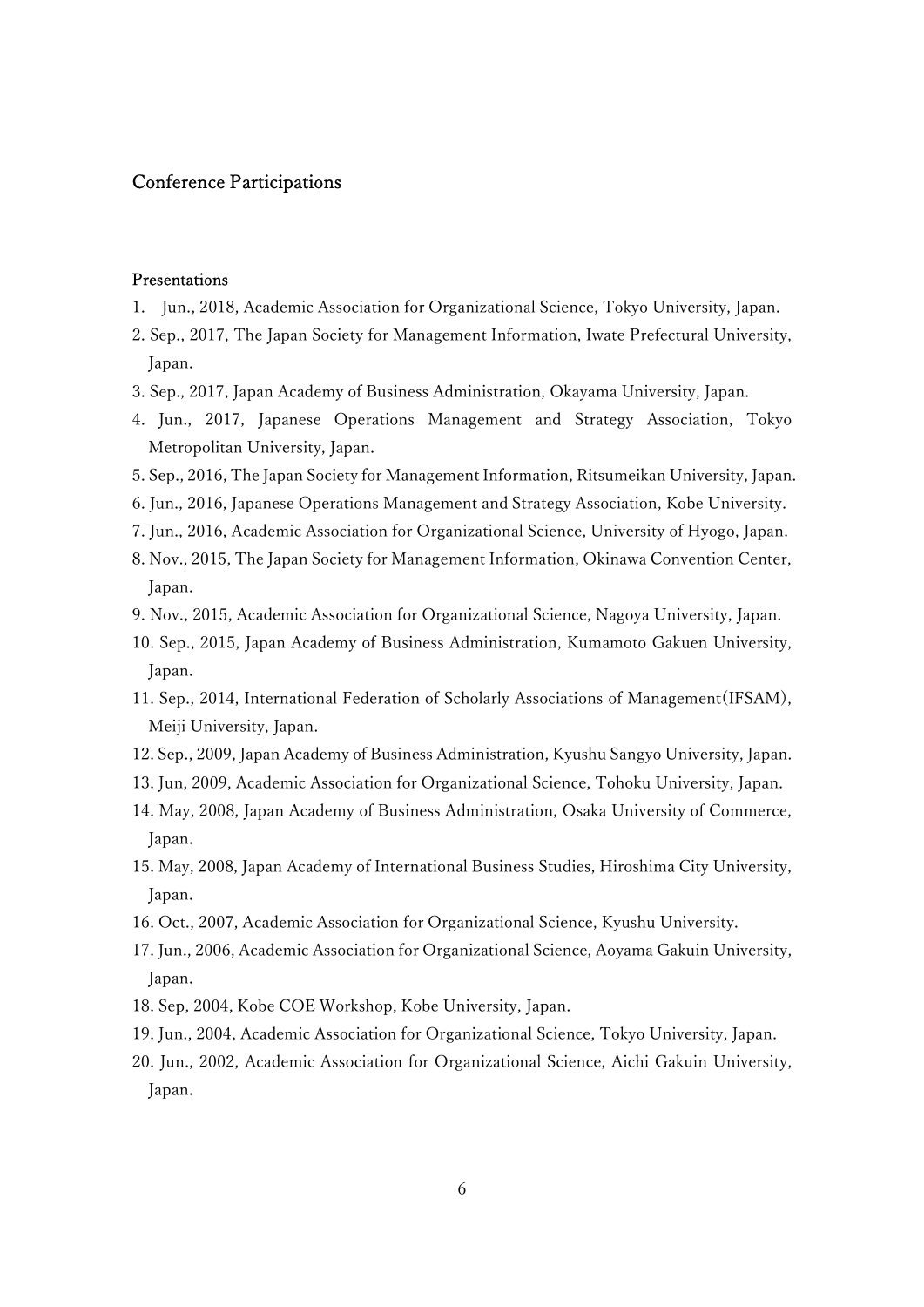## Conference Participations

### Presentations

1. Jun., 2018, Academic Association for Organizational Science, Tokyo University, Japan.
2. Sep., 2017, The Japan Society for Management Information, Iwate Prefectural University, Japan.
3. Sep., 2017, Japan Academy of Business Administration, Okayama University, Japan.
4. Jun., 2017, Japanese Operations Management and Strategy Association, Tokyo Metropolitan University, Japan.
5. Sep., 2016, The Japan Society for Management Information, Ritsumeikan University, Japan.
6. Jun., 2016, Japanese Operations Management and Strategy Association, Kobe University.
7. Jun., 2016, Academic Association for Organizational Science, University of Hyogo, Japan.
8. Nov., 2015, The Japan Society for Management Information, Okinawa Convention Center, Japan.
9. Nov., 2015, Academic Association for Organizational Science, Nagoya University, Japan.
10. Sep., 2015, Japan Academy of Business Administration, Kumamoto Gakuen University, Japan.
11. Sep., 2014, International Federation of Scholarly Associations of Management(IFSAM), Meiji University, Japan.
12. Sep., 2009, Japan Academy of Business Administration, Kyushu Sangyo University, Japan.
13. Jun, 2009, Academic Association for Organizational Science, Tohoku University, Japan.
14. May, 2008, Japan Academy of Business Administration, Osaka University of Commerce, Japan.
15. May, 2008, Japan Academy of International Business Studies, Hiroshima City University, Japan.
16. Oct., 2007, Academic Association for Organizational Science, Kyushu University.
17. Jun., 2006, Academic Association for Organizational Science, Aoyama Gakuin University, Japan.
18. Sep, 2004, Kobe COE Workshop, Kobe University, Japan.
19. Jun., 2004, Academic Association for Organizational Science, Tokyo University, Japan.
20. Jun., 2002, Academic Association for Organizational Science, Aichi Gakuin University, Japan.